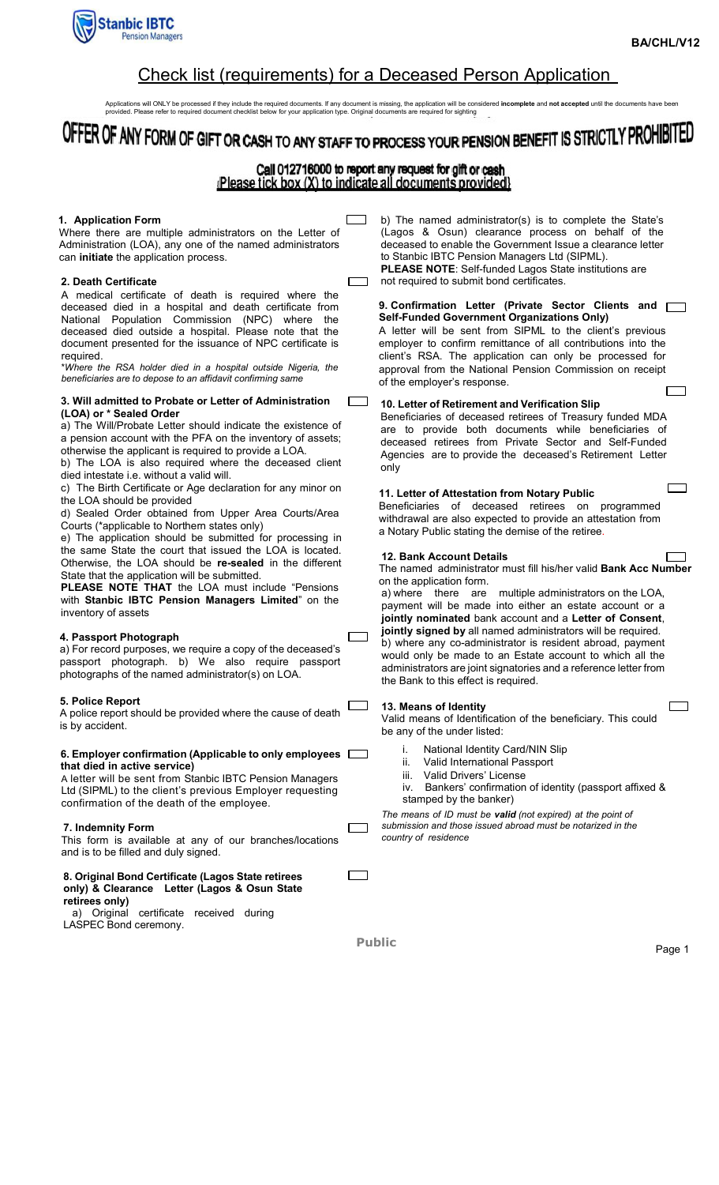BA/CHL/V12

# Check list (requirements) for a Deceased Person Application

Applications will ONLY be processed if they include the required documents. If any document is missing, the application will be considered **incomplete** and **not accepted** until the documents have been provided. Please refer to required document checklist below for your application type. Original documents are required for sighting

## OFFER OF ANY FORM OF GIFT OR CASH TO ANY STAFF TO PROCESS YOUR PENSION BENEFIT IS STRICTLY PROHIBITED

**Call 012716000 to report any request for gift or cash**
**(Please tick box (X) to indicate all documents provided)**

### 1. Application Form ☐

Where there are multiple administrators on the Letter of Administration (LOA), any one of the named administrators can **initiate** the application process.

### 2. Death Certificate ☐

A medical certificate of death is required where the deceased died in a hospital and death certificate from National Population Commission (NPC) where the deceased died outside a hospital. Please note that the document presented for the issuance of NPC certificate is required.

*\*Where the RSA holder died in a hospital outside Nigeria, the beneficiaries are to depose to an affidavit confirming same*

### 3. Will admitted to Probate or Letter of Administration (LOA) or * Sealed Order ☐

a) The Will/Probate Letter should indicate the existence of a pension account with the PFA on the inventory of assets; otherwise the applicant is required to provide a LOA.

b) The LOA is also required where the deceased client died intestate i.e. without a valid will.

c) The Birth Certificate or Age declaration for any minor on the LOA should be provided

d) Sealed Order obtained from Upper Area Courts/Area Courts (*applicable to Northern states only)

e) The application should be submitted for processing in the same State the court that issued the LOA is located. Otherwise, the LOA should be **re-sealed** in the different State that the application will be submitted.

**PLEASE NOTE THAT** the LOA must include "Pensions with **Stanbic IBTC Pension Managers Limited**" on the inventory of assets

### 4. Passport Photograph ☐

a) For record purposes, we require a copy of the deceased's passport photograph. b) We also require passport photographs of the named administrator(s) on LOA.

### 5. Police Report ☐

A police report should be provided where the cause of death is by accident.

### 6. Employer confirmation (Applicable to only employees that died in active service) ☐

A letter will be sent from Stanbic IBTC Pension Managers Ltd (SIPML) to the client's previous Employer requesting confirmation of the death of the employee.

### 7. Indemnity Form ☐

This form is available at any of our branches/locations and is to be filled and duly signed.

### 8. Original Bond Certificate (Lagos State retirees only) & Clearance Letter (Lagos & Osun State retirees only) ☐

a) Original certificate received during LASPEC Bond ceremony.

b) The named administrator(s) is to complete the State's (Lagos & Osun) clearance process on behalf of the deceased to enable the Government Issue a clearance letter to Stanbic IBTC Pension Managers Ltd (SIPML).

**PLEASE NOTE**: Self-funded Lagos State institutions are not required to submit bond certificates.

### 9. Confirmation Letter (Private Sector Clients and Self-Funded Government Organizations Only) ☐

A letter will be sent from SIPML to the client's previous employer to confirm remittance of all contributions into the client's RSA. The application can only be processed for approval from the National Pension Commission on receipt of the employer's response.

### 10. Letter of Retirement and Verification Slip ☐

Beneficiaries of deceased retirees of Treasury funded MDA are to provide both documents while beneficiaries of deceased retirees from Private Sector and Self-Funded Agencies are to provide the deceased's Retirement Letter only

### 11. Letter of Attestation from Notary Public ☐

Beneficiaries of deceased retirees on programmed withdrawal are also expected to provide an attestation from a Notary Public stating the demise of the retiree.

### 12. Bank Account Details ☐

The named administrator must fill his/her valid **Bank Acc Number** on the application form.

a) where there are multiple administrators on the LOA, payment will be made into either an estate account or a **jointly nominated** bank account and a **Letter of Consent**, **jointly signed by** all named administrators will be required.

b) where any co-administrator is resident abroad, payment would only be made to an Estate account to which all the administrators are joint signatories and a reference letter from the Bank to this effect is required.

### 13. Means of Identity ☐

Valid means of Identification of the beneficiary. This could be any of the under listed:

i. National Identity Card/NIN Slip
ii. Valid International Passport
iii. Valid Drivers' License
iv. Bankers' confirmation of identity (passport affixed & stamped by the banker)

*The means of ID must be **valid** (not expired) at the point of submission and those issued abroad must be notarized in the country of residence*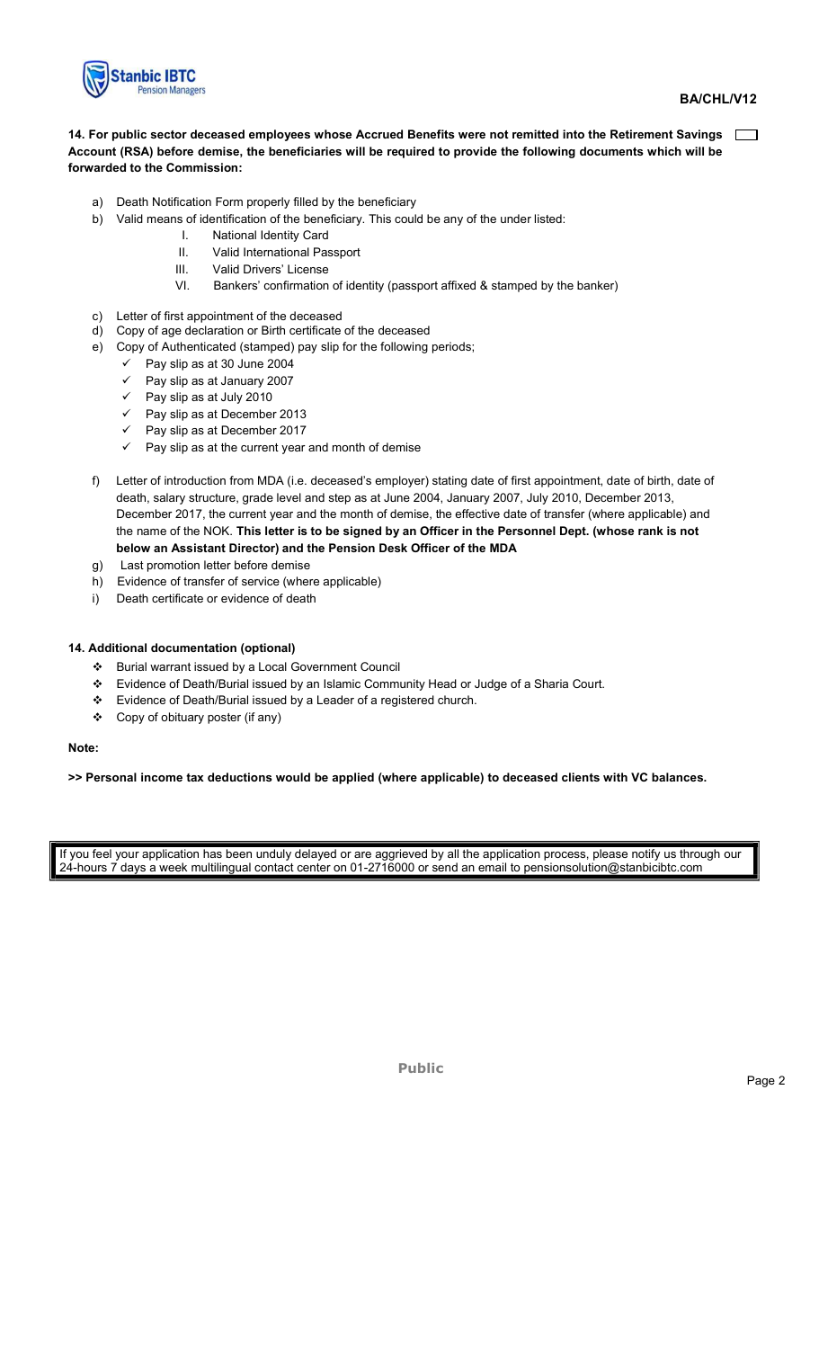**14. For public sector deceased employees whose Accrued Benefits were not remitted into the Retirement Savings Account (RSA) before demise, the beneficiaries will be required to provide the following documents which will be forwarded to the Commission:**

a) Death Notification Form properly filled by the beneficiary
b) Valid means of identification of the beneficiary. This could be any of the under listed:
   I. National Identity Card
   II. Valid International Passport
   III. Valid Drivers' License
   VI. Bankers' confirmation of identity (passport affixed & stamped by the banker)

c) Letter of first appointment of the deceased
d) Copy of age declaration or Birth certificate of the deceased
e) Copy of Authenticated (stamped) pay slip for the following periods;
   - ✓ Pay slip as at 30 June 2004
   - ✓ Pay slip as at January 2007
   - ✓ Pay slip as at July 2010
   - ✓ Pay slip as at December 2013
   - ✓ Pay slip as at December 2017
   - ✓ Pay slip as at the current year and month of demise

f) Letter of introduction from MDA (i.e. deceased's employer) stating date of first appointment, date of birth, date of death, salary structure, grade level and step as at June 2004, January 2007, July 2010, December 2013, December 2017, the current year and the month of demise, the effective date of transfer (where applicable) and the name of the NOK. **This letter is to be signed by an Officer in the Personnel Dept. (whose rank is not below an Assistant Director) and the Pension Desk Officer of the MDA**
g) Last promotion letter before demise
h) Evidence of transfer of service (where applicable)
i) Death certificate or evidence of death

**14. Additional documentation (optional)**

- ❖ Burial warrant issued by a Local Government Council
- ❖ Evidence of Death/Burial issued by an Islamic Community Head or Judge of a Sharia Court.
- ❖ Evidence of Death/Burial issued by a Leader of a registered church.
- ❖ Copy of obituary poster (if any)

**Note:**

**>> Personal income tax deductions would be applied (where applicable) to deceased clients with VC balances.**

If you feel your application has been unduly delayed or are aggrieved by all the application process, please notify us through our 24-hours 7 days a week multilingual contact center on 01-2716000 or send an email to pensionsolution@stanbicibtc.com